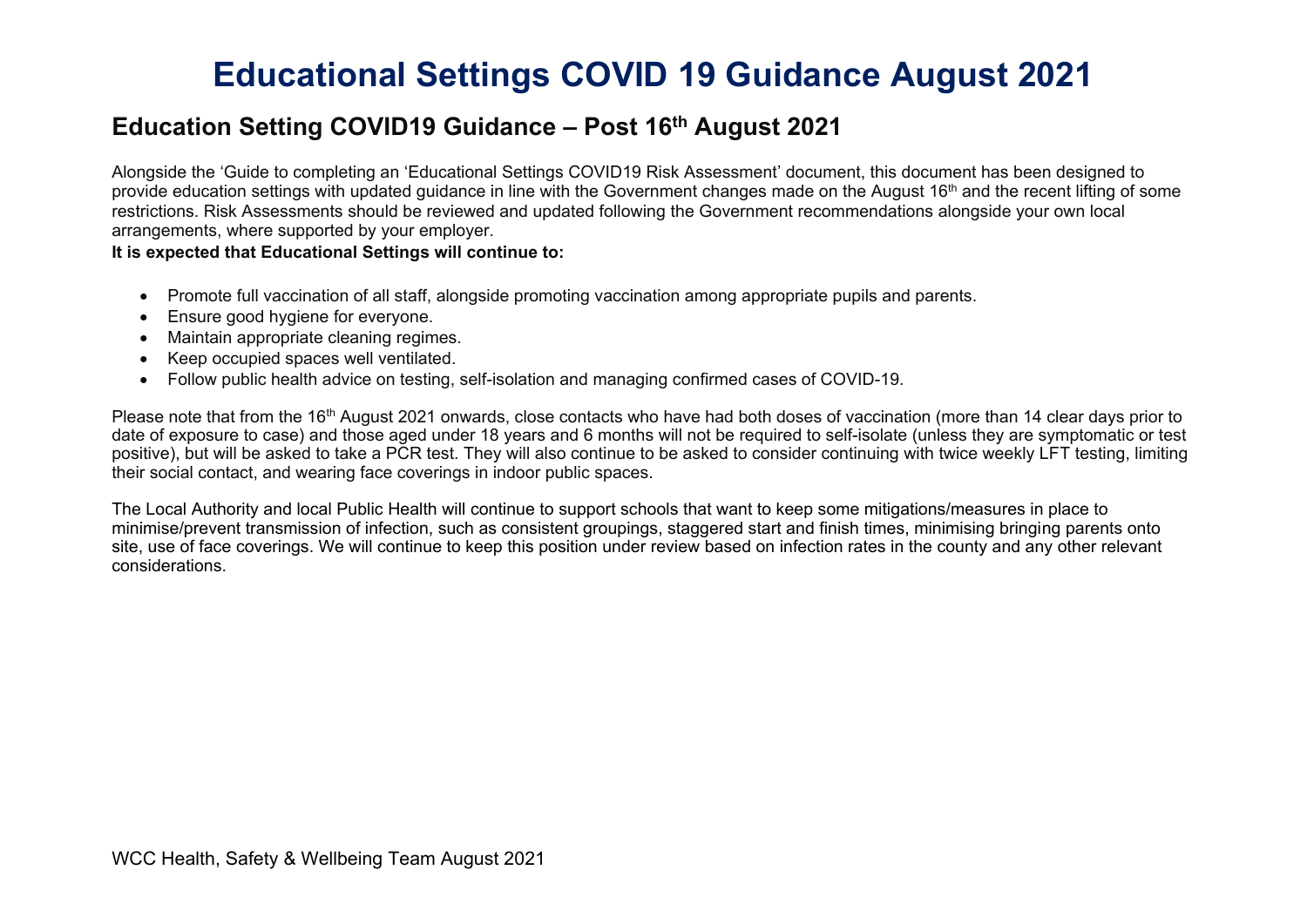# Educational Settings COVID 19 Guidance August 2021

## Education Setting COVID19 Guidance – Post 16th August 2021

Alongside the 'Guide to completing an 'Educational Settings COVID19 Risk Assessment' document, this document has been designed to provide education settings with updated guidance in line with the Government changes made on the August 16th and the recent lifting of some restrictions. Risk Assessments should be reviewed and updated following the Government recommendations alongside your own local arrangements, where supported by your employer.

**It is expected that Educational Settings will continue to:**

- Promote full vaccination of all staff, alongside promoting vaccination among appropriate pupils and parents.
- Ensure good hygiene for everyone.
- Maintain appropriate cleaning regimes.
- Keep occupied spaces well ventilated.
- Follow public health advice on testing, self-isolation and managing confirmed cases of COVID-19.

Please note that from the 16th August 2021 onwards, close contacts who have had both doses of vaccination (more than 14 clear days prior to date of exposure to case) and those aged under 18 years and 6 months will not be required to self-isolate (unless they are symptomatic or test positive), but will be asked to take a PCR test. They will also continue to be asked to consider continuing with twice weekly LFT testing, limiting their social contact, and wearing face coverings in indoor public spaces.

The Local Authority and local Public Health will continue to support schools that want to keep some mitigations/measures in place to minimise/prevent transmission of infection, such as consistent groupings, staggered start and finish times, minimising bringing parents onto site, use of face coverings. We will continue to keep this position under review based on infection rates in the county and any other relevant considerations.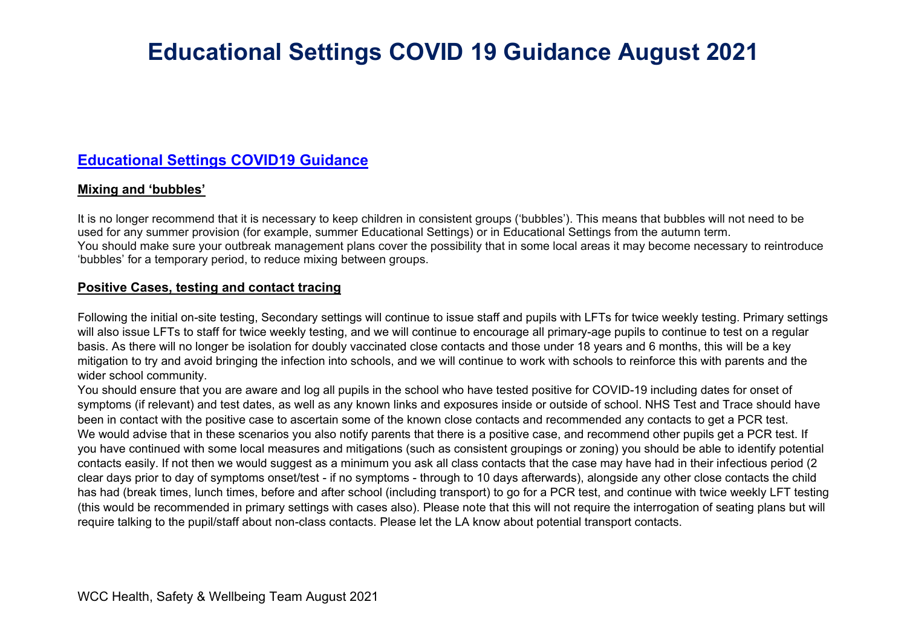# Educational Settings COVID 19 Guidance August 2021

## Educational Settings COVID19 Guidance

### Mixing and 'bubbles'

It is no longer recommend that it is necessary to keep children in consistent groups ('bubbles'). This means that bubbles will not need to be used for any summer provision (for example, summer Educational Settings) or in Educational Settings from the autumn term.
You should make sure your outbreak management plans cover the possibility that in some local areas it may become necessary to reintroduce 'bubbles' for a temporary period, to reduce mixing between groups.

### Positive Cases, testing and contact tracing

Following the initial on-site testing, Secondary settings will continue to issue staff and pupils with LFTs for twice weekly testing. Primary settings will also issue LFTs to staff for twice weekly testing, and we will continue to encourage all primary-age pupils to continue to test on a regular basis. As there will no longer be isolation for doubly vaccinated close contacts and those under 18 years and 6 months, this will be a key mitigation to try and avoid bringing the infection into schools, and we will continue to work with schools to reinforce this with parents and the wider school community.
You should ensure that you are aware and log all pupils in the school who have tested positive for COVID-19 including dates for onset of symptoms (if relevant) and test dates, as well as any known links and exposures inside or outside of school. NHS Test and Trace should have been in contact with the positive case to ascertain some of the known close contacts and recommended any contacts to get a PCR test.
We would advise that in these scenarios you also notify parents that there is a positive case, and recommend other pupils get a PCR test. If you have continued with some local measures and mitigations (such as consistent groupings or zoning) you should be able to identify potential contacts easily. If not then we would suggest as a minimum you ask all class contacts that the case may have had in their infectious period (2 clear days prior to day of symptoms onset/test - if no symptoms - through to 10 days afterwards), alongside any other close contacts the child has had (break times, lunch times, before and after school (including transport) to go for a PCR test, and continue with twice weekly LFT testing (this would be recommended in primary settings with cases also). Please note that this will not require the interrogation of seating plans but will require talking to the pupil/staff about non-class contacts. Please let the LA know about potential transport contacts.

WCC Health, Safety & Wellbeing Team August 2021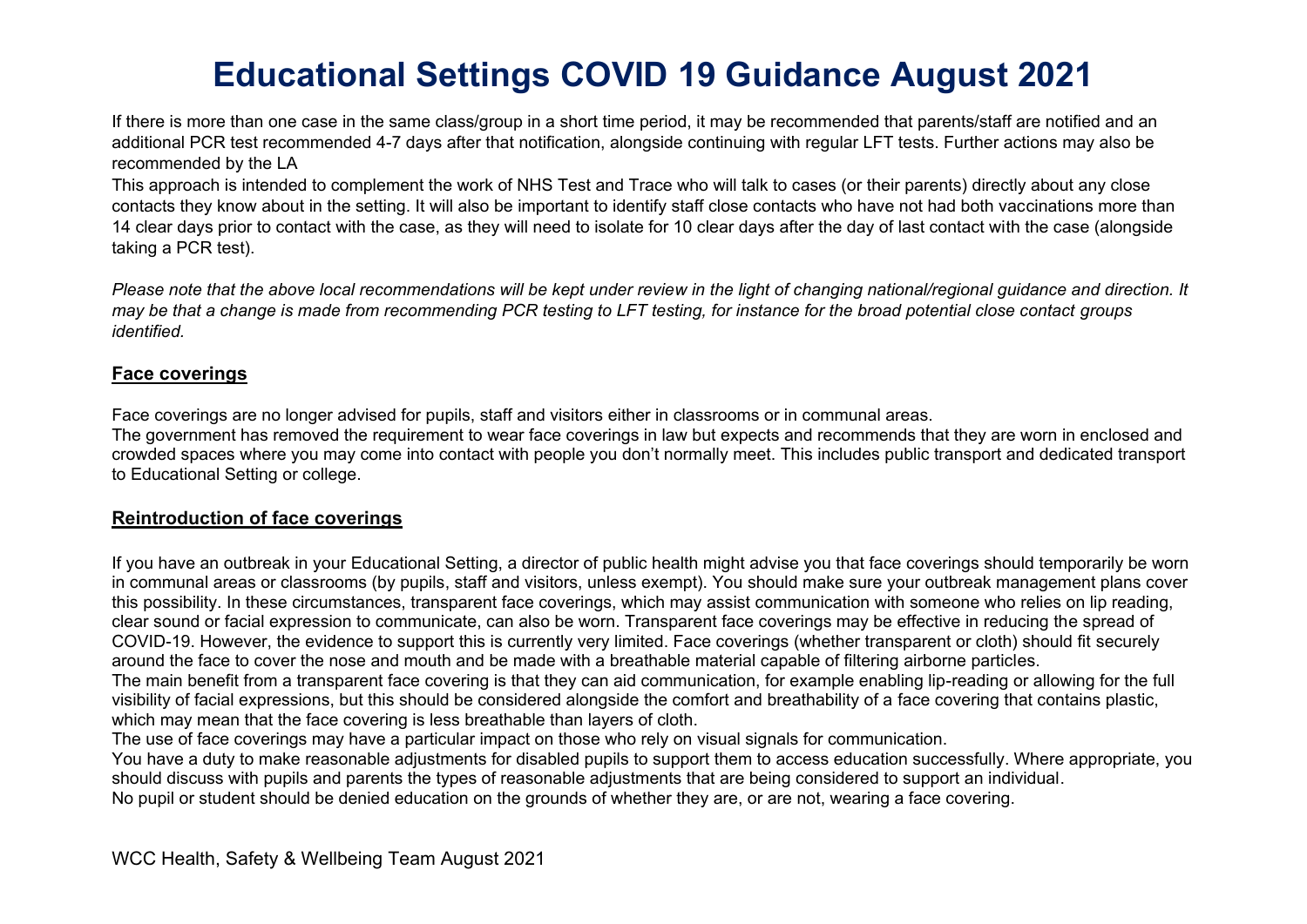# Educational Settings COVID 19 Guidance August 2021

If there is more than one case in the same class/group in a short time period, it may be recommended that parents/staff are notified and an additional PCR test recommended 4-7 days after that notification, alongside continuing with regular LFT tests. Further actions may also be recommended by the LA

This approach is intended to complement the work of NHS Test and Trace who will talk to cases (or their parents) directly about any close contacts they know about in the setting. It will also be important to identify staff close contacts who have not had both vaccinations more than 14 clear days prior to contact with the case, as they will need to isolate for 10 clear days after the day of last contact with the case (alongside taking a PCR test).

*Please note that the above local recommendations will be kept under review in the light of changing national/regional guidance and direction. It may be that a change is made from recommending PCR testing to LFT testing, for instance for the broad potential close contact groups identified.*

## Face coverings

Face coverings are no longer advised for pupils, staff and visitors either in classrooms or in communal areas.

The government has removed the requirement to wear face coverings in law but expects and recommends that they are worn in enclosed and crowded spaces where you may come into contact with people you don't normally meet. This includes public transport and dedicated transport to Educational Setting or college.

## Reintroduction of face coverings

If you have an outbreak in your Educational Setting, a director of public health might advise you that face coverings should temporarily be worn in communal areas or classrooms (by pupils, staff and visitors, unless exempt). You should make sure your outbreak management plans cover this possibility. In these circumstances, transparent face coverings, which may assist communication with someone who relies on lip reading, clear sound or facial expression to communicate, can also be worn. Transparent face coverings may be effective in reducing the spread of COVID-19. However, the evidence to support this is currently very limited. Face coverings (whether transparent or cloth) should fit securely around the face to cover the nose and mouth and be made with a breathable material capable of filtering airborne particles.

The main benefit from a transparent face covering is that they can aid communication, for example enabling lip-reading or allowing for the full visibility of facial expressions, but this should be considered alongside the comfort and breathability of a face covering that contains plastic, which may mean that the face covering is less breathable than layers of cloth.

The use of face coverings may have a particular impact on those who rely on visual signals for communication.

You have a duty to make reasonable adjustments for disabled pupils to support them to access education successfully. Where appropriate, you should discuss with pupils and parents the types of reasonable adjustments that are being considered to support an individual.

No pupil or student should be denied education on the grounds of whether they are, or are not, wearing a face covering.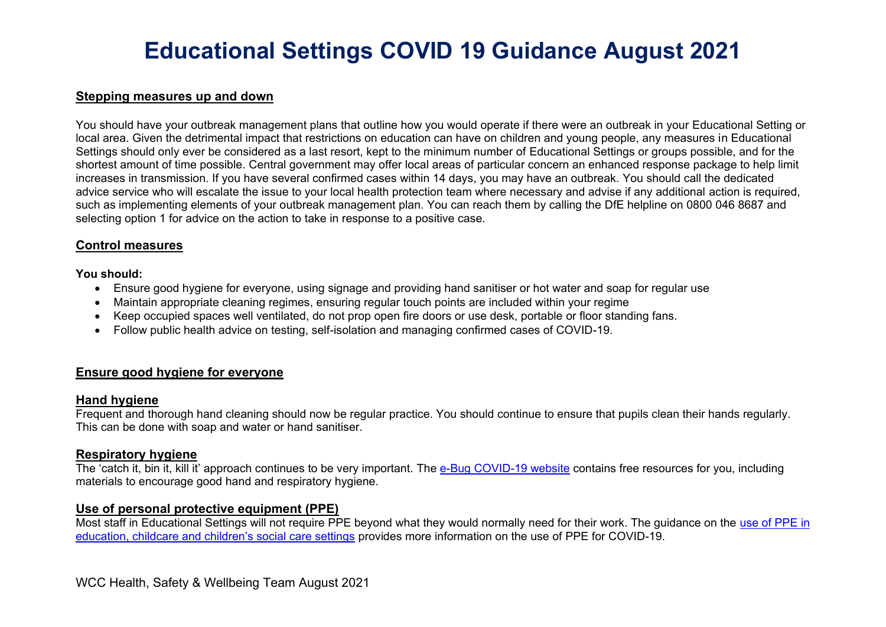# Educational Settings COVID 19 Guidance August 2021

## Stepping measures up and down

You should have your outbreak management plans that outline how you would operate if there were an outbreak in your Educational Setting or local area. Given the detrimental impact that restrictions on education can have on children and young people, any measures in Educational Settings should only ever be considered as a last resort, kept to the minimum number of Educational Settings or groups possible, and for the shortest amount of time possible. Central government may offer local areas of particular concern an enhanced response package to help limit increases in transmission. If you have several confirmed cases within 14 days, you may have an outbreak. You should call the dedicated advice service who will escalate the issue to your local health protection team where necessary and advise if any additional action is required, such as implementing elements of your outbreak management plan. You can reach them by calling the DfE helpline on 0800 046 8687 and selecting option 1 for advice on the action to take in response to a positive case.

## Control measures

**You should:**

- Ensure good hygiene for everyone, using signage and providing hand sanitiser or hot water and soap for regular use
- Maintain appropriate cleaning regimes, ensuring regular touch points are included within your regime
- Keep occupied spaces well ventilated, do not prop open fire doors or use desk, portable or floor standing fans.
- Follow public health advice on testing, self-isolation and managing confirmed cases of COVID-19.

## Ensure good hygiene for everyone

### Hand hygiene

Frequent and thorough hand cleaning should now be regular practice. You should continue to ensure that pupils clean their hands regularly. This can be done with soap and water or hand sanitiser.

### Respiratory hygiene

The 'catch it, bin it, kill it' approach continues to be very important. The e-Bug COVID-19 website contains free resources for you, including materials to encourage good hand and respiratory hygiene.

### Use of personal protective equipment (PPE)

Most staff in Educational Settings will not require PPE beyond what they would normally need for their work. The guidance on the use of PPE in education, childcare and children's social care settings provides more information on the use of PPE for COVID-19.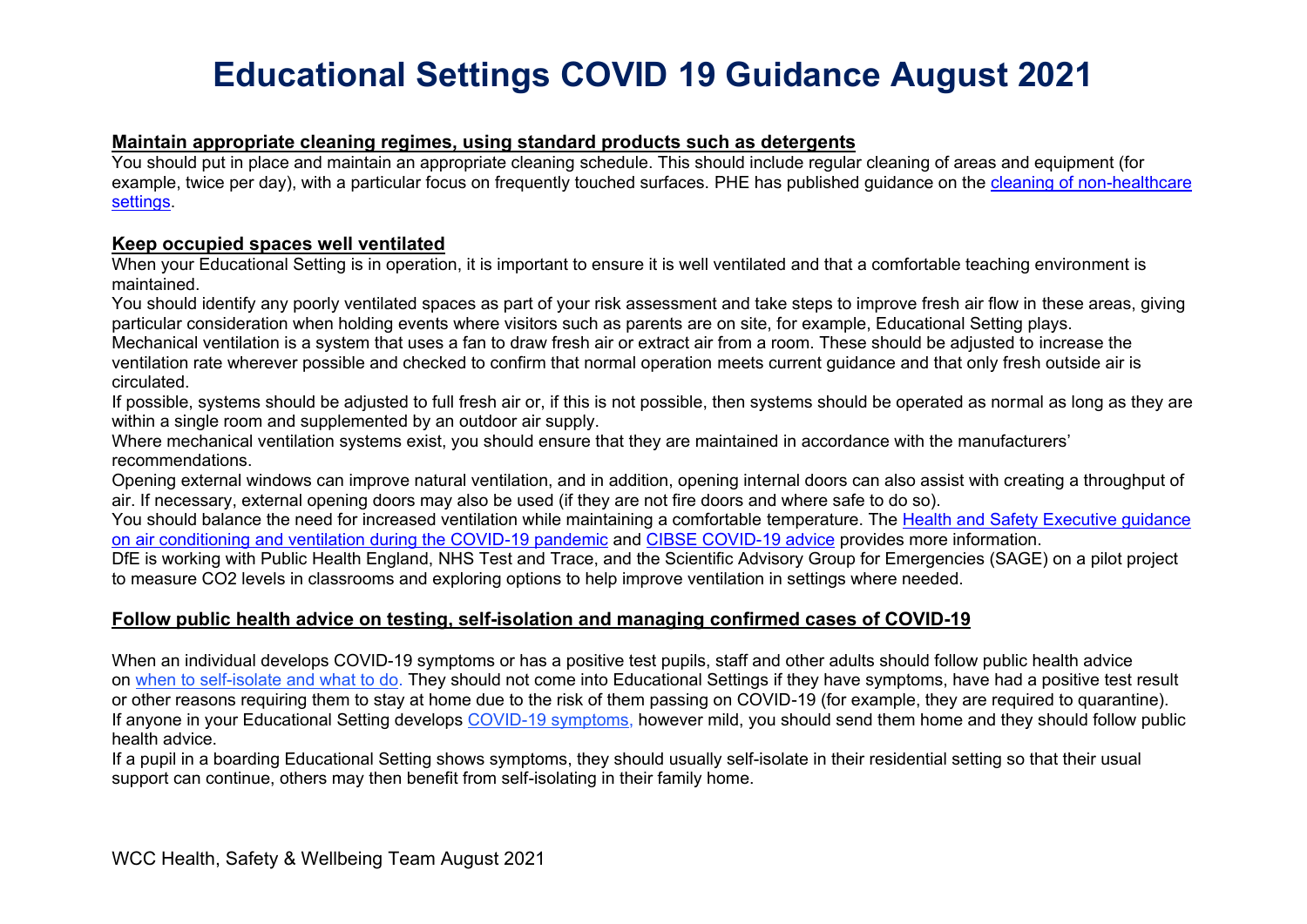# Educational Settings COVID 19 Guidance August 2021

**Maintain appropriate cleaning regimes, using standard products such as detergents**

You should put in place and maintain an appropriate cleaning schedule. This should include regular cleaning of areas and equipment (for example, twice per day), with a particular focus on frequently touched surfaces. PHE has published guidance on the cleaning of non-healthcare settings.

**Keep occupied spaces well ventilated**

When your Educational Setting is in operation, it is important to ensure it is well ventilated and that a comfortable teaching environment is maintained.

You should identify any poorly ventilated spaces as part of your risk assessment and take steps to improve fresh air flow in these areas, giving particular consideration when holding events where visitors such as parents are on site, for example, Educational Setting plays.

Mechanical ventilation is a system that uses a fan to draw fresh air or extract air from a room. These should be adjusted to increase the ventilation rate wherever possible and checked to confirm that normal operation meets current guidance and that only fresh outside air is circulated.

If possible, systems should be adjusted to full fresh air or, if this is not possible, then systems should be operated as normal as long as they are within a single room and supplemented by an outdoor air supply.

Where mechanical ventilation systems exist, you should ensure that they are maintained in accordance with the manufacturers' recommendations.

Opening external windows can improve natural ventilation, and in addition, opening internal doors can also assist with creating a throughput of air. If necessary, external opening doors may also be used (if they are not fire doors and where safe to do so).

You should balance the need for increased ventilation while maintaining a comfortable temperature. The Health and Safety Executive guidance on air conditioning and ventilation during the COVID-19 pandemic and CIBSE COVID-19 advice provides more information.

DfE is working with Public Health England, NHS Test and Trace, and the Scientific Advisory Group for Emergencies (SAGE) on a pilot project to measure CO2 levels in classrooms and exploring options to help improve ventilation in settings where needed.

**Follow public health advice on testing, self-isolation and managing confirmed cases of COVID-19**

When an individual develops COVID-19 symptoms or has a positive test pupils, staff and other adults should follow public health advice on when to self-isolate and what to do. They should not come into Educational Settings if they have symptoms, have had a positive test result or other reasons requiring them to stay at home due to the risk of them passing on COVID-19 (for example, they are required to quarantine).

If anyone in your Educational Setting develops COVID-19 symptoms, however mild, you should send them home and they should follow public health advice.

If a pupil in a boarding Educational Setting shows symptoms, they should usually self-isolate in their residential setting so that their usual support can continue, others may then benefit from self-isolating in their family home.

WCC Health, Safety & Wellbeing Team August 2021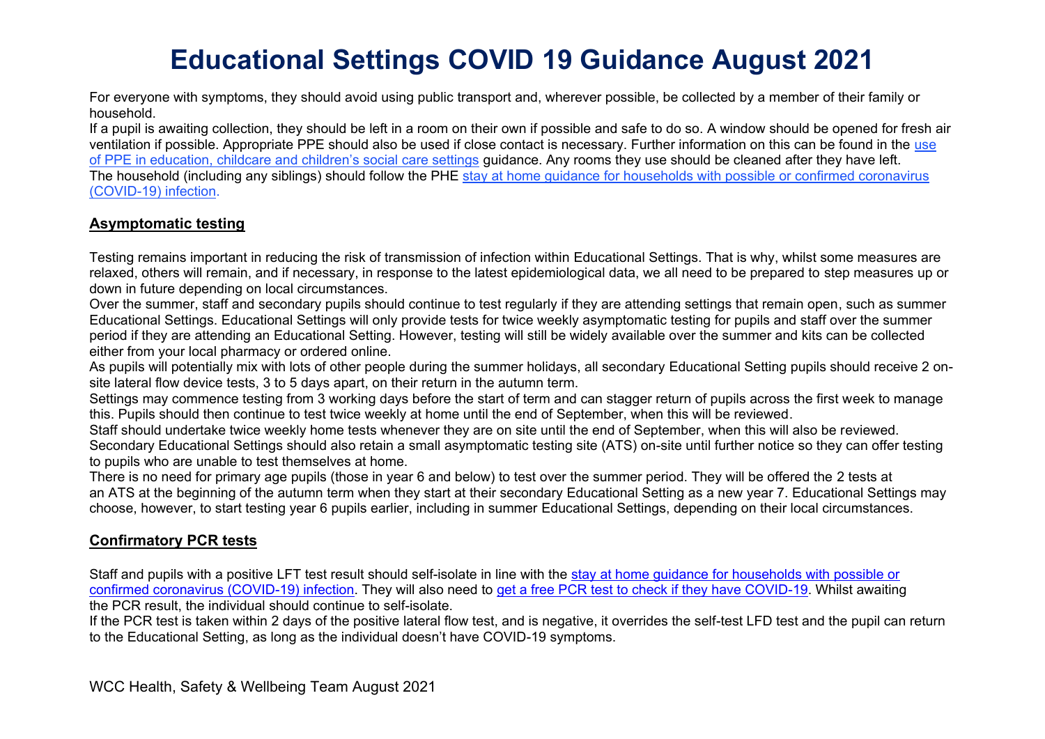# Educational Settings COVID 19 Guidance August 2021

For everyone with symptoms, they should avoid using public transport and, wherever possible, be collected by a member of their family or household.

If a pupil is awaiting collection, they should be left in a room on their own if possible and safe to do so. A window should be opened for fresh air ventilation if possible. Appropriate PPE should also be used if close contact is necessary. Further information on this can be found in the use of PPE in education, childcare and children's social care settings guidance. Any rooms they use should be cleaned after they have left.

The household (including any siblings) should follow the PHE stay at home guidance for households with possible or confirmed coronavirus (COVID-19) infection.

## Asymptomatic testing

Testing remains important in reducing the risk of transmission of infection within Educational Settings. That is why, whilst some measures are relaxed, others will remain, and if necessary, in response to the latest epidemiological data, we all need to be prepared to step measures up or down in future depending on local circumstances.

Over the summer, staff and secondary pupils should continue to test regularly if they are attending settings that remain open, such as summer Educational Settings. Educational Settings will only provide tests for twice weekly asymptomatic testing for pupils and staff over the summer period if they are attending an Educational Setting. However, testing will still be widely available over the summer and kits can be collected either from your local pharmacy or ordered online.

As pupils will potentially mix with lots of other people during the summer holidays, all secondary Educational Setting pupils should receive 2 on-site lateral flow device tests, 3 to 5 days apart, on their return in the autumn term.

Settings may commence testing from 3 working days before the start of term and can stagger return of pupils across the first week to manage this. Pupils should then continue to test twice weekly at home until the end of September, when this will be reviewed.

Staff should undertake twice weekly home tests whenever they are on site until the end of September, when this will also be reviewed.

Secondary Educational Settings should also retain a small asymptomatic testing site (ATS) on-site until further notice so they can offer testing to pupils who are unable to test themselves at home.

There is no need for primary age pupils (those in year 6 and below) to test over the summer period. They will be offered the 2 tests at an ATS at the beginning of the autumn term when they start at their secondary Educational Setting as a new year 7. Educational Settings may choose, however, to start testing year 6 pupils earlier, including in summer Educational Settings, depending on their local circumstances.

## Confirmatory PCR tests

Staff and pupils with a positive LFT test result should self-isolate in line with the stay at home guidance for households with possible or confirmed coronavirus (COVID-19) infection. They will also need to get a free PCR test to check if they have COVID-19. Whilst awaiting the PCR result, the individual should continue to self-isolate.

If the PCR test is taken within 2 days of the positive lateral flow test, and is negative, it overrides the self-test LFD test and the pupil can return to the Educational Setting, as long as the individual doesn't have COVID-19 symptoms.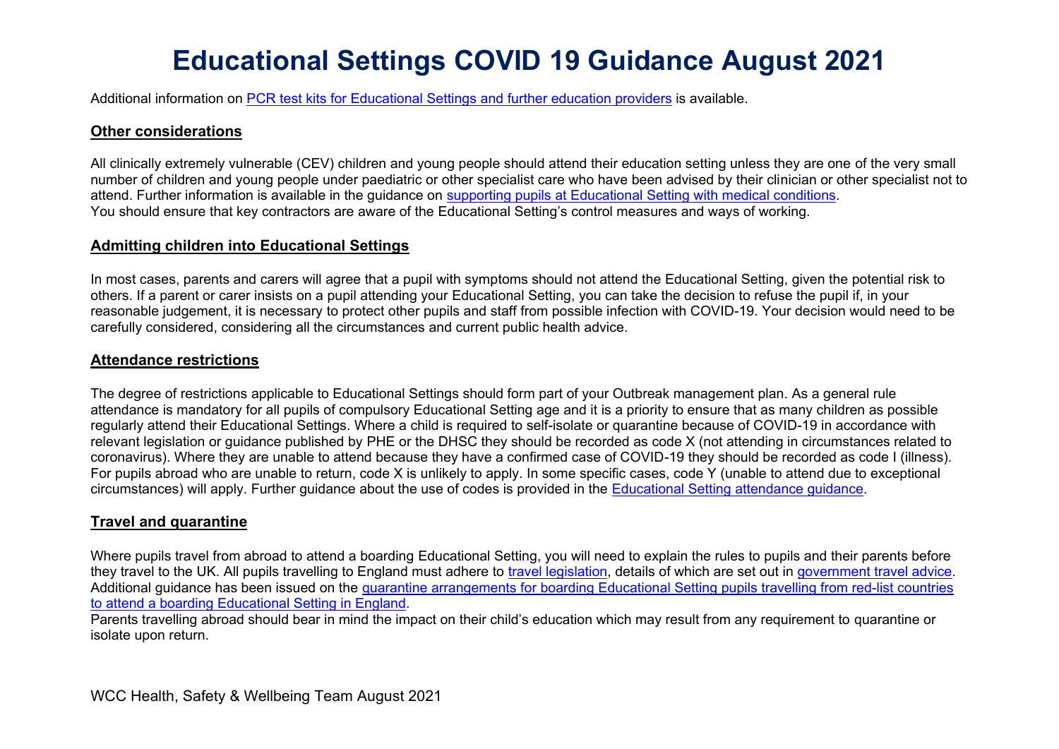# Educational Settings COVID 19 Guidance August 2021

Additional information on PCR test kits for Educational Settings and further education providers is available.

## Other considerations

All clinically extremely vulnerable (CEV) children and young people should attend their education setting unless they are one of the very small number of children and young people under paediatric or other specialist care who have been advised by their clinician or other specialist not to attend. Further information is available in the guidance on supporting pupils at Educational Setting with medical conditions.
You should ensure that key contractors are aware of the Educational Setting's control measures and ways of working.

## Admitting children into Educational Settings

In most cases, parents and carers will agree that a pupil with symptoms should not attend the Educational Setting, given the potential risk to others. If a parent or carer insists on a pupil attending your Educational Setting, you can take the decision to refuse the pupil if, in your reasonable judgement, it is necessary to protect other pupils and staff from possible infection with COVID-19. Your decision would need to be carefully considered, considering all the circumstances and current public health advice.

## Attendance restrictions

The degree of restrictions applicable to Educational Settings should form part of your Outbreak management plan. As a general rule attendance is mandatory for all pupils of compulsory Educational Setting age and it is a priority to ensure that as many children as possible regularly attend their Educational Settings. Where a child is required to self-isolate or quarantine because of COVID-19 in accordance with relevant legislation or guidance published by PHE or the DHSC they should be recorded as code X (not attending in circumstances related to coronavirus). Where they are unable to attend because they have a confirmed case of COVID-19 they should be recorded as code I (illness). For pupils abroad who are unable to return, code X is unlikely to apply. In some specific cases, code Y (unable to attend due to exceptional circumstances) will apply. Further guidance about the use of codes is provided in the Educational Setting attendance guidance.

## Travel and quarantine

Where pupils travel from abroad to attend a boarding Educational Setting, you will need to explain the rules to pupils and their parents before they travel to the UK. All pupils travelling to England must adhere to travel legislation, details of which are set out in government travel advice. Additional guidance has been issued on the quarantine arrangements for boarding Educational Setting pupils travelling from red-list countries to attend a boarding Educational Setting in England.
Parents travelling abroad should bear in mind the impact on their child's education which may result from any requirement to quarantine or isolate upon return.

WCC Health, Safety & Wellbeing Team August 2021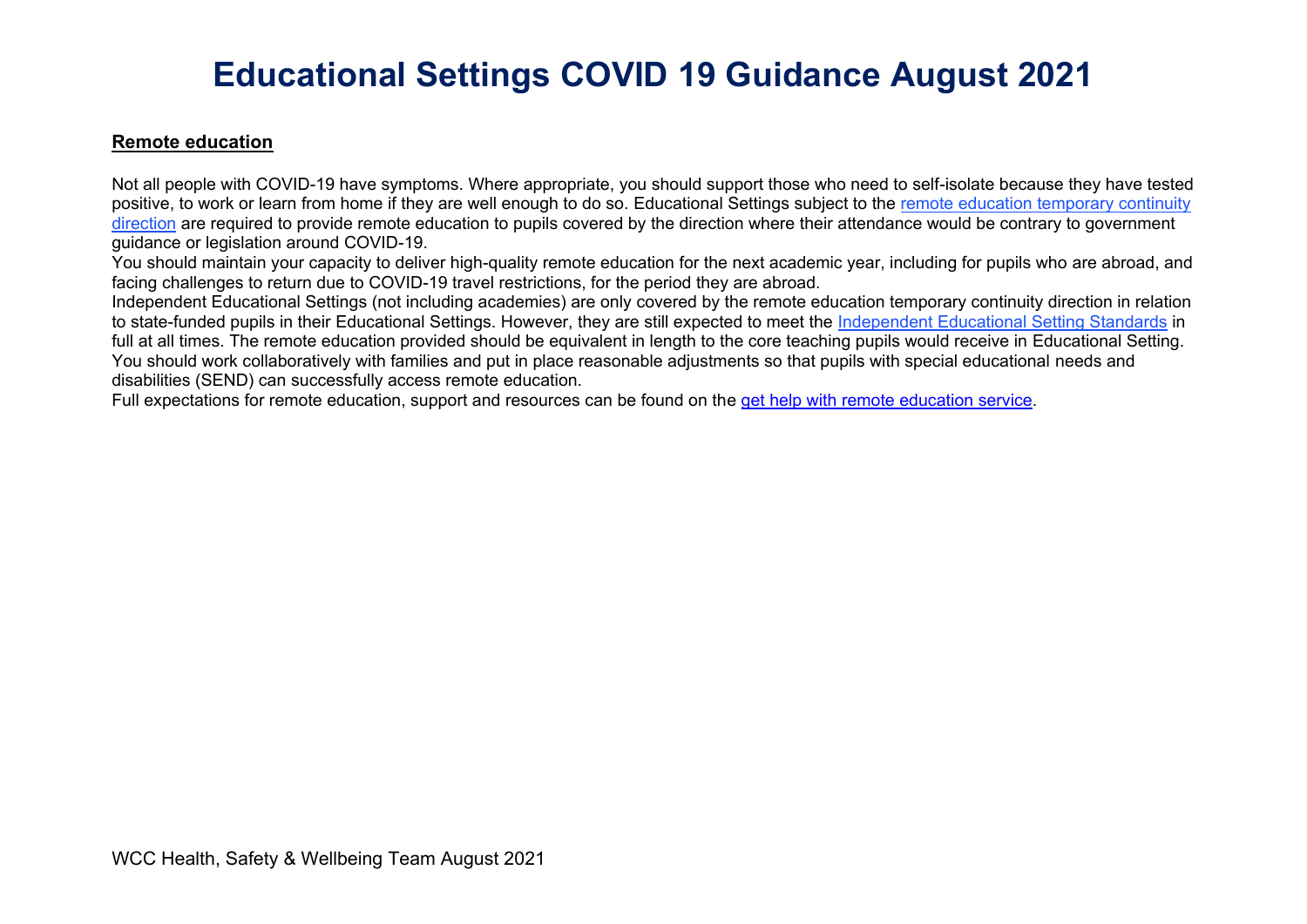# Educational Settings COVID 19 Guidance August 2021

## Remote education

Not all people with COVID-19 have symptoms. Where appropriate, you should support those who need to self-isolate because they have tested positive, to work or learn from home if they are well enough to do so. Educational Settings subject to the remote education temporary continuity direction are required to provide remote education to pupils covered by the direction where their attendance would be contrary to government guidance or legislation around COVID-19.

You should maintain your capacity to deliver high-quality remote education for the next academic year, including for pupils who are abroad, and facing challenges to return due to COVID-19 travel restrictions, for the period they are abroad.

Independent Educational Settings (not including academies) are only covered by the remote education temporary continuity direction in relation to state-funded pupils in their Educational Settings. However, they are still expected to meet the Independent Educational Setting Standards in full at all times. The remote education provided should be equivalent in length to the core teaching pupils would receive in Educational Setting.

You should work collaboratively with families and put in place reasonable adjustments so that pupils with special educational needs and disabilities (SEND) can successfully access remote education.

Full expectations for remote education, support and resources can be found on the get help with remote education service.

WCC Health, Safety & Wellbeing Team August 2021